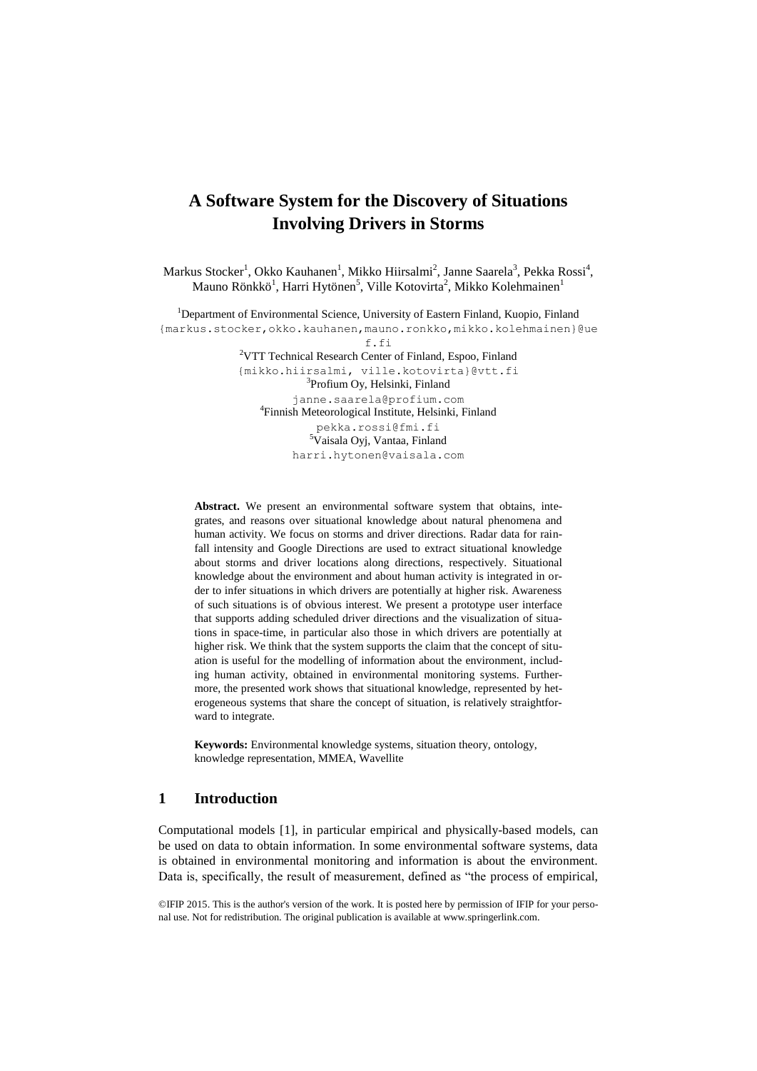# A Software System for the Discovery of Situations Involving Drivers in Storms

Markus Stocker[1], Okko Kauhanen[1], Mikko Hiirsalmi[2], Janne Saarela[3], Pekka Rossi[4], Mauno Rönkkö[1], Harri Hytönen[5], Ville Kotovirta[2], Mikko Kolehmainen[1]

[1]Department of Environmental Science, University of Eastern Finland, Kuopio, Finland
{markus.stocker,okko.kauhanen,mauno.ronkko,mikko.kolehmainen}@uef.fi

[2]VTT Technical Research Center of Finland, Espoo, Finland
{mikko.hiirsalmi, ville.kotovirta}@vtt.fi

[3]Profium Oy, Helsinki, Finland
janne.saarela@profium.com

[4]Finnish Meteorological Institute, Helsinki, Finland
pekka.rossi@fmi.fi

[5]Vaisala Oyj, Vantaa, Finland
harri.hytonen@vaisala.com

**Abstract.** We present an environmental software system that obtains, integrates, and reasons over situational knowledge about natural phenomena and human activity. We focus on storms and driver directions. Radar data for rainfall intensity and Google Directions are used to extract situational knowledge about storms and driver locations along directions, respectively. Situational knowledge about the environment and about human activity is integrated in order to infer situations in which drivers are potentially at higher risk. Awareness of such situations is of obvious interest. We present a prototype user interface that supports adding scheduled driver directions and the visualization of situations in space-time, in particular also those in which drivers are potentially at higher risk. We think that the system supports the claim that the concept of situation is useful for the modelling of information about the environment, including human activity, obtained in environmental monitoring systems. Furthermore, the presented work shows that situational knowledge, represented by heterogeneous systems that share the concept of situation, is relatively straightforward to integrate.

**Keywords:** Environmental knowledge systems, situation theory, ontology, knowledge representation, MMEA, Wavellite

## 1 Introduction

Computational models [1], in particular empirical and physically-based models, can be used on data to obtain information. In some environmental software systems, data is obtained in environmental monitoring and information is about the environment. Data is, specifically, the result of measurement, defined as "the process of empirical,

©IFIP 2015. This is the author's version of the work. It is posted here by permission of IFIP for your personal use. Not for redistribution. The original publication is available at www.springerlink.com.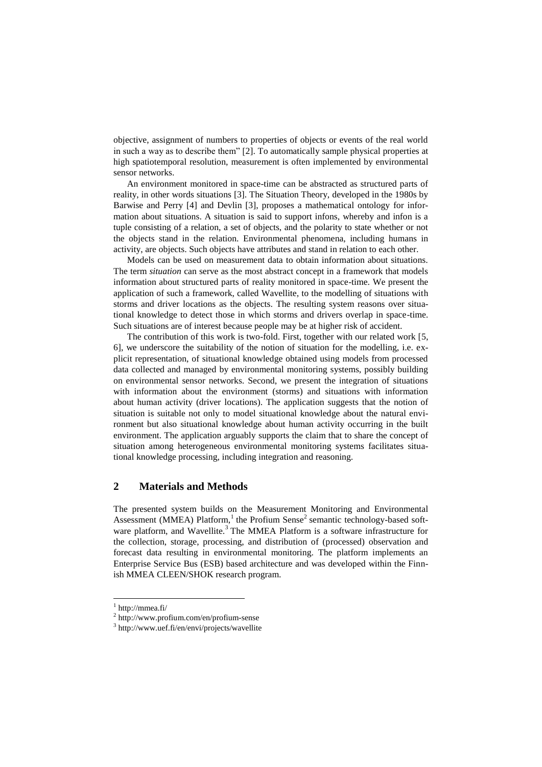objective, assignment of numbers to properties of objects or events of the real world in such a way as to describe them" [2]. To automatically sample physical properties at high spatiotemporal resolution, measurement is often implemented by environmental sensor networks.

An environment monitored in space-time can be abstracted as structured parts of reality, in other words situations [3]. The Situation Theory, developed in the 1980s by Barwise and Perry [4] and Devlin [3], proposes a mathematical ontology for information about situations. A situation is said to support infons, whereby and infon is a tuple consisting of a relation, a set of objects, and the polarity to state whether or not the objects stand in the relation. Environmental phenomena, including humans in activity, are objects. Such objects have attributes and stand in relation to each other.

Models can be used on measurement data to obtain information about situations. The term *situation* can serve as the most abstract concept in a framework that models information about structured parts of reality monitored in space-time. We present the application of such a framework, called Wavellite, to the modelling of situations with storms and driver locations as the objects. The resulting system reasons over situational knowledge to detect those in which storms and drivers overlap in space-time. Such situations are of interest because people may be at higher risk of accident.

The contribution of this work is two-fold. First, together with our related work [5, 6], we underscore the suitability of the notion of situation for the modelling, i.e. explicit representation, of situational knowledge obtained using models from processed data collected and managed by environmental monitoring systems, possibly building on environmental sensor networks. Second, we present the integration of situations with information about the environment (storms) and situations with information about human activity (driver locations). The application suggests that the notion of situation is suitable not only to model situational knowledge about the natural environment but also situational knowledge about human activity occurring in the built environment. The application arguably supports the claim that to share the concept of situation among heterogeneous environmental monitoring systems facilitates situational knowledge processing, including integration and reasoning.

## 2 Materials and Methods

The presented system builds on the Measurement Monitoring and Environmental Assessment (MMEA) Platform,[1] the Profium Sense[2] semantic technology-based software platform, and Wavellite.[3] The MMEA Platform is a software infrastructure for the collection, storage, processing, and distribution of (processed) observation and forecast data resulting in environmental monitoring. The platform implements an Enterprise Service Bus (ESB) based architecture and was developed within the Finnish MMEA CLEEN/SHOK research program.

[1] http://mmea.fi/

[2] http://www.profium.com/en/profium-sense

[3] http://www.uef.fi/en/envi/projects/wavellite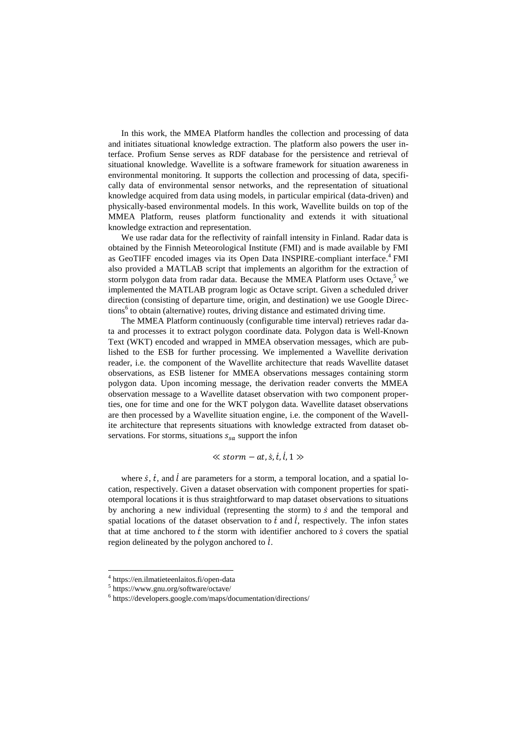In this work, the MMEA Platform handles the collection and processing of data and initiates situational knowledge extraction. The platform also powers the user interface. Profium Sense serves as RDF database for the persistence and retrieval of situational knowledge. Wavellite is a software framework for situation awareness in environmental monitoring. It supports the collection and processing of data, specifically data of environmental sensor networks, and the representation of situational knowledge acquired from data using models, in particular empirical (data-driven) and physically-based environmental models. In this work, Wavellite builds on top of the MMEA Platform, reuses platform functionality and extends it with situational knowledge extraction and representation.

We use radar data for the reflectivity of rainfall intensity in Finland. Radar data is obtained by the Finnish Meteorological Institute (FMI) and is made available by FMI as GeoTIFF encoded images via its Open Data INSPIRE-compliant interface.[4] FMI also provided a MATLAB script that implements an algorithm for the extraction of storm polygon data from radar data. Because the MMEA Platform uses Octave,[5] we implemented the MATLAB program logic as Octave script. Given a scheduled driver direction (consisting of departure time, origin, and destination) we use Google Directions[6] to obtain (alternative) routes, driving distance and estimated driving time.

The MMEA Platform continuously (configurable time interval) retrieves radar data and processes it to extract polygon coordinate data. Polygon data is Well-Known Text (WKT) encoded and wrapped in MMEA observation messages, which are published to the ESB for further processing. We implemented a Wavellite derivation reader, i.e. the component of the Wavellite architecture that reads Wavellite dataset observations, as ESB listener for MMEA observations messages containing storm polygon data. Upon incoming message, the derivation reader converts the MMEA observation message to a Wavellite dataset observation with two component properties, one for time and one for the WKT polygon data. Wavellite dataset observations are then processed by a Wavellite situation engine, i.e. the component of the Wavellite architecture that represents situations with knowledge extracted from dataset observations. For storms, situations $s_{sa}$ support the infon

$$\ll storm - at, \dot{s}, \dot{t}, \dot{l}, 1 \gg$$

where $\dot{s}$, $\dot{t}$, and $\dot{l}$ are parameters for a storm, a temporal location, and a spatial location, respectively. Given a dataset observation with component properties for spatiotemporal locations it is thus straightforward to map dataset observations to situations by anchoring a new individual (representing the storm) to $\dot{s}$ and the temporal and spatial locations of the dataset observation to $\dot{t}$ and $\dot{l}$, respectively. The infon states that at time anchored to $\dot{t}$ the storm with identifier anchored to $\dot{s}$ covers the spatial region delineated by the polygon anchored to $\dot{l}$.

[4] https://en.ilmatieteenlaitos.fi/open-data
[5] https://www.gnu.org/software/octave/
[6] https://developers.google.com/maps/documentation/directions/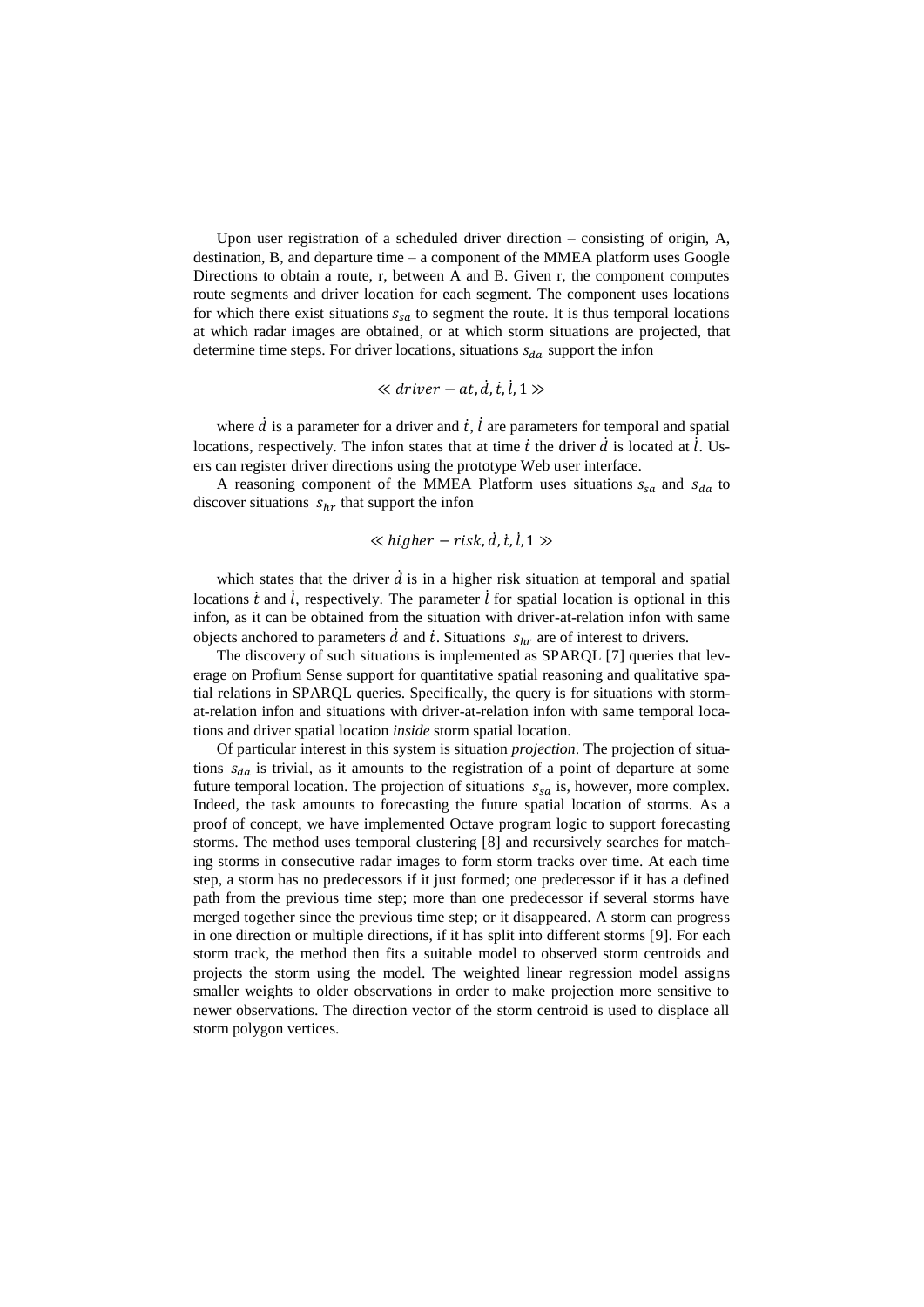Upon user registration of a scheduled driver direction – consisting of origin, A, destination, B, and departure time – a component of the MMEA platform uses Google Directions to obtain a route, r, between A and B. Given r, the component computes route segments and driver location for each segment. The component uses locations for which there exist situations $s_{sa}$ to segment the route. It is thus temporal locations at which radar images are obtained, or at which storm situations are projected, that determine time steps. For driver locations, situations $s_{da}$ support the infon

$$\ll driver - at, \dot{d}, \dot{t}, \dot{l}, 1 \gg$$

where $\dot{d}$ is a parameter for a driver and $\dot{t}$, $\dot{l}$ are parameters for temporal and spatial locations, respectively. The infon states that at time $\dot{t}$ the driver $\dot{d}$ is located at $\dot{l}$. Users can register driver directions using the prototype Web user interface.

A reasoning component of the MMEA Platform uses situations $s_{sa}$ and $s_{da}$ to discover situations $s_{hr}$ that support the infon

$$\ll higher - risk, \dot{d}, \dot{t}, \dot{l}, 1 \gg$$

which states that the driver $\dot{d}$ is in a higher risk situation at temporal and spatial locations $\dot{t}$ and $\dot{l}$, respectively. The parameter $\dot{l}$ for spatial location is optional in this infon, as it can be obtained from the situation with driver-at-relation infon with same objects anchored to parameters $\dot{d}$ and $\dot{t}$. Situations $s_{hr}$ are of interest to drivers.

The discovery of such situations is implemented as SPARQL [7] queries that leverage on Profium Sense support for quantitative spatial reasoning and qualitative spatial relations in SPARQL queries. Specifically, the query is for situations with storm-at-relation infon and situations with driver-at-relation infon with same temporal locations and driver spatial location *inside* storm spatial location.

Of particular interest in this system is situation *projection*. The projection of situations $s_{da}$ is trivial, as it amounts to the registration of a point of departure at some future temporal location. The projection of situations $s_{sa}$ is, however, more complex. Indeed, the task amounts to forecasting the future spatial location of storms. As a proof of concept, we have implemented Octave program logic to support forecasting storms. The method uses temporal clustering [8] and recursively searches for matching storms in consecutive radar images to form storm tracks over time. At each time step, a storm has no predecessors if it just formed; one predecessor if it has a defined path from the previous time step; more than one predecessor if several storms have merged together since the previous time step; or it disappeared. A storm can progress in one direction or multiple directions, if it has split into different storms [9]. For each storm track, the method then fits a suitable model to observed storm centroids and projects the storm using the model. The weighted linear regression model assigns smaller weights to older observations in order to make projection more sensitive to newer observations. The direction vector of the storm centroid is used to displace all storm polygon vertices.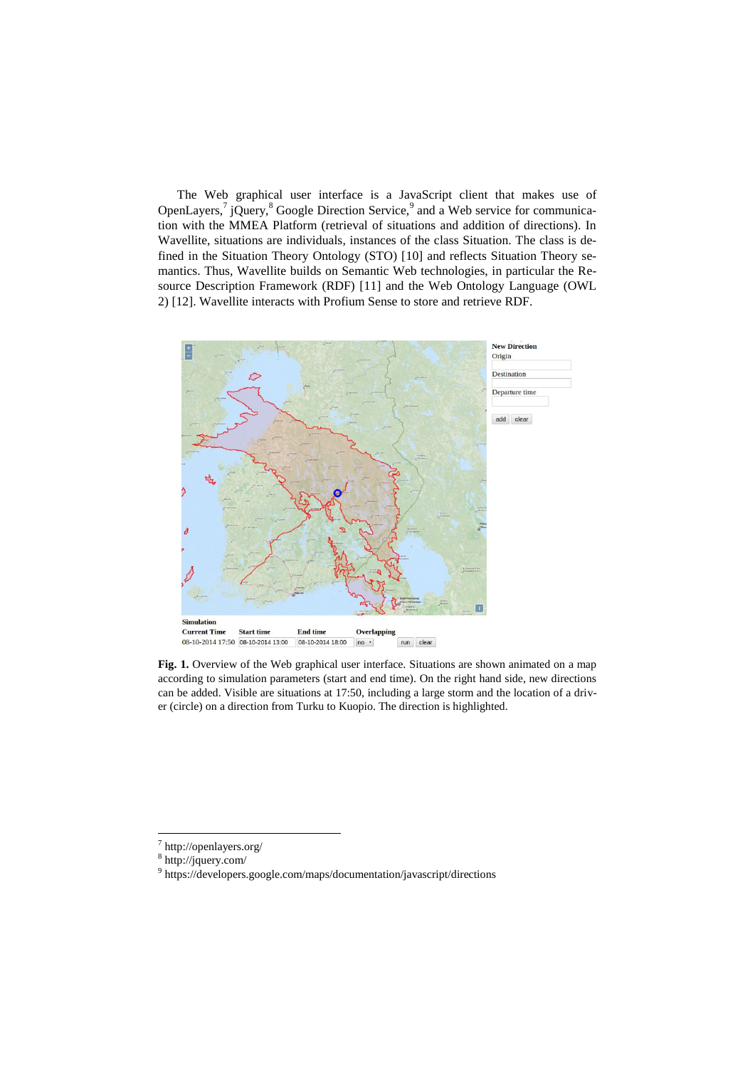The Web graphical user interface is a JavaScript client that makes use of OpenLayers,[7] jQuery,[8] Google Direction Service,[9] and a Web service for communication with the MMEA Platform (retrieval of situations and addition of directions). In Wavellite, situations are individuals, instances of the class Situation. The class is defined in the Situation Theory Ontology (STO) [10] and reflects Situation Theory semantics. Thus, Wavellite builds on Semantic Web technologies, in particular the Resource Description Framework (RDF) [11] and the Web Ontology Language (OWL 2) [12]. Wavellite interacts with Profium Sense to store and retrieve RDF.

**Fig. 1.** Overview of the Web graphical user interface. Situations are shown animated on a map according to simulation parameters (start and end time). On the right hand side, new directions can be added. Visible are situations at 17:50, including a large storm and the location of a driver (circle) on a direction from Turku to Kuopio. The direction is highlighted.

---

[7] http://openlayers.org/

[8] http://jquery.com/

[9] https://developers.google.com/maps/documentation/javascript/directions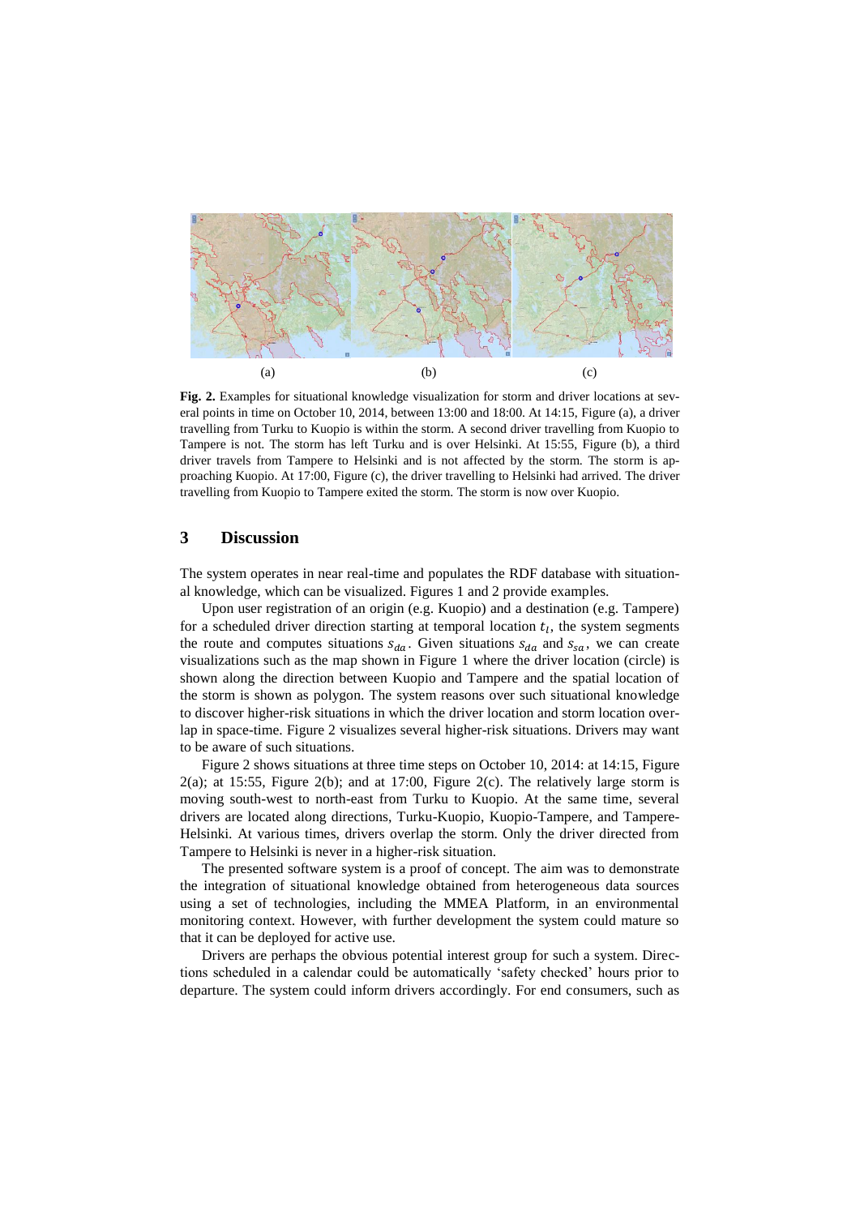(a) (b) (c)

**Fig. 2.** Examples for situational knowledge visualization for storm and driver locations at several points in time on October 10, 2014, between 13:00 and 18:00. At 14:15, Figure (a), a driver travelling from Turku to Kuopio is within the storm. A second driver travelling from Kuopio to Tampere is not. The storm has left Turku and is over Helsinki. At 15:55, Figure (b), a third driver travels from Tampere to Helsinki and is not affected by the storm. The storm is approaching Kuopio. At 17:00, Figure (c), the driver travelling to Helsinki had arrived. The driver travelling from Kuopio to Tampere exited the storm. The storm is now over Kuopio.

## 3 Discussion

The system operates in near real-time and populates the RDF database with situational knowledge, which can be visualized. Figures 1 and 2 provide examples.

Upon user registration of an origin (e.g. Kuopio) and a destination (e.g. Tampere) for a scheduled driver direction starting at temporal location $t_l$, the system segments the route and computes situations $s_{da}$. Given situations $s_{da}$ and $s_{sa}$, we can create visualizations such as the map shown in Figure 1 where the driver location (circle) is shown along the direction between Kuopio and Tampere and the spatial location of the storm is shown as polygon. The system reasons over such situational knowledge to discover higher-risk situations in which the driver location and storm location overlap in space-time. Figure 2 visualizes several higher-risk situations. Drivers may want to be aware of such situations.

Figure 2 shows situations at three time steps on October 10, 2014: at 14:15, Figure 2(a); at 15:55, Figure 2(b); and at 17:00, Figure 2(c). The relatively large storm is moving south-west to north-east from Turku to Kuopio. At the same time, several drivers are located along directions, Turku-Kuopio, Kuopio-Tampere, and Tampere-Helsinki. At various times, drivers overlap the storm. Only the driver directed from Tampere to Helsinki is never in a higher-risk situation.

The presented software system is a proof of concept. The aim was to demonstrate the integration of situational knowledge obtained from heterogeneous data sources using a set of technologies, including the MMEA Platform, in an environmental monitoring context. However, with further development the system could mature so that it can be deployed for active use.

Drivers are perhaps the obvious potential interest group for such a system. Directions scheduled in a calendar could be automatically 'safety checked' hours prior to departure. The system could inform drivers accordingly. For end consumers, such as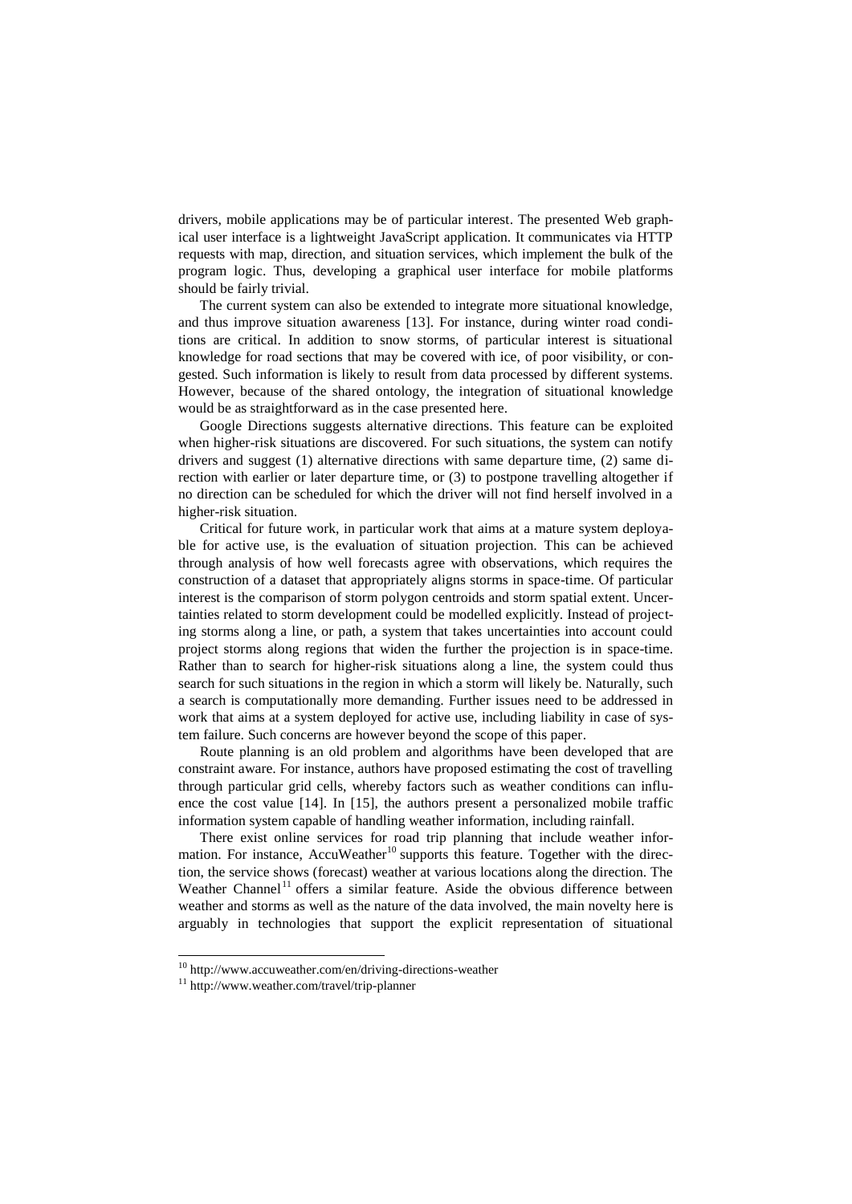drivers, mobile applications may be of particular interest. The presented Web graphical user interface is a lightweight JavaScript application. It communicates via HTTP requests with map, direction, and situation services, which implement the bulk of the program logic. Thus, developing a graphical user interface for mobile platforms should be fairly trivial.

The current system can also be extended to integrate more situational knowledge, and thus improve situation awareness [13]. For instance, during winter road conditions are critical. In addition to snow storms, of particular interest is situational knowledge for road sections that may be covered with ice, of poor visibility, or congested. Such information is likely to result from data processed by different systems. However, because of the shared ontology, the integration of situational knowledge would be as straightforward as in the case presented here.

Google Directions suggests alternative directions. This feature can be exploited when higher-risk situations are discovered. For such situations, the system can notify drivers and suggest (1) alternative directions with same departure time, (2) same direction with earlier or later departure time, or (3) to postpone travelling altogether if no direction can be scheduled for which the driver will not find herself involved in a higher-risk situation.

Critical for future work, in particular work that aims at a mature system deployable for active use, is the evaluation of situation projection. This can be achieved through analysis of how well forecasts agree with observations, which requires the construction of a dataset that appropriately aligns storms in space-time. Of particular interest is the comparison of storm polygon centroids and storm spatial extent. Uncertainties related to storm development could be modelled explicitly. Instead of projecting storms along a line, or path, a system that takes uncertainties into account could project storms along regions that widen the further the projection is in space-time. Rather than to search for higher-risk situations along a line, the system could thus search for such situations in the region in which a storm will likely be. Naturally, such a search is computationally more demanding. Further issues need to be addressed in work that aims at a system deployed for active use, including liability in case of system failure. Such concerns are however beyond the scope of this paper.

Route planning is an old problem and algorithms have been developed that are constraint aware. For instance, authors have proposed estimating the cost of travelling through particular grid cells, whereby factors such as weather conditions can influence the cost value [14]. In [15], the authors present a personalized mobile traffic information system capable of handling weather information, including rainfall.

There exist online services for road trip planning that include weather information. For instance, AccuWeather[10] supports this feature. Together with the direction, the service shows (forecast) weather at various locations along the direction. The Weather Channel[11] offers a similar feature. Aside the obvious difference between weather and storms as well as the nature of the data involved, the main novelty here is arguably in technologies that support the explicit representation of situational

---

[10] http://www.accuweather.com/en/driving-directions-weather

[11] http://www.weather.com/travel/trip-planner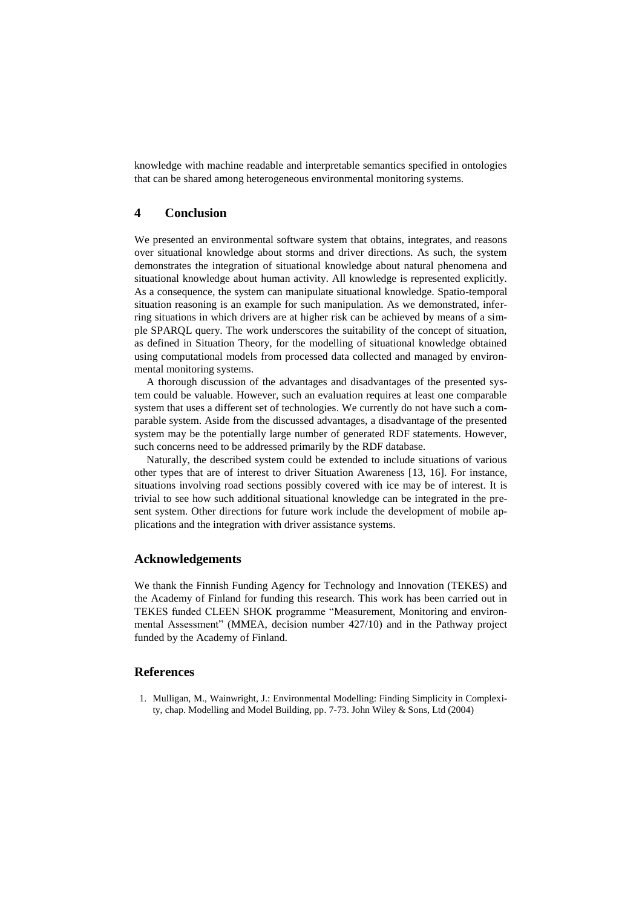knowledge with machine readable and interpretable semantics specified in ontologies that can be shared among heterogeneous environmental monitoring systems.

## 4 Conclusion

We presented an environmental software system that obtains, integrates, and reasons over situational knowledge about storms and driver directions. As such, the system demonstrates the integration of situational knowledge about natural phenomena and situational knowledge about human activity. All knowledge is represented explicitly. As a consequence, the system can manipulate situational knowledge. Spatio-temporal situation reasoning is an example for such manipulation. As we demonstrated, inferring situations in which drivers are at higher risk can be achieved by means of a simple SPARQL query. The work underscores the suitability of the concept of situation, as defined in Situation Theory, for the modelling of situational knowledge obtained using computational models from processed data collected and managed by environmental monitoring systems.

A thorough discussion of the advantages and disadvantages of the presented system could be valuable. However, such an evaluation requires at least one comparable system that uses a different set of technologies. We currently do not have such a comparable system. Aside from the discussed advantages, a disadvantage of the presented system may be the potentially large number of generated RDF statements. However, such concerns need to be addressed primarily by the RDF database.

Naturally, the described system could be extended to include situations of various other types that are of interest to driver Situation Awareness [13, 16]. For instance, situations involving road sections possibly covered with ice may be of interest. It is trivial to see how such additional situational knowledge can be integrated in the present system. Other directions for future work include the development of mobile applications and the integration with driver assistance systems.

## Acknowledgements

We thank the Finnish Funding Agency for Technology and Innovation (TEKES) and the Academy of Finland for funding this research. This work has been carried out in TEKES funded CLEEN SHOK programme "Measurement, Monitoring and environmental Assessment" (MMEA, decision number 427/10) and in the Pathway project funded by the Academy of Finland.

## References

1. Mulligan, M., Wainwright, J.: Environmental Modelling: Finding Simplicity in Complexity, chap. Modelling and Model Building, pp. 7-73. John Wiley & Sons, Ltd (2004)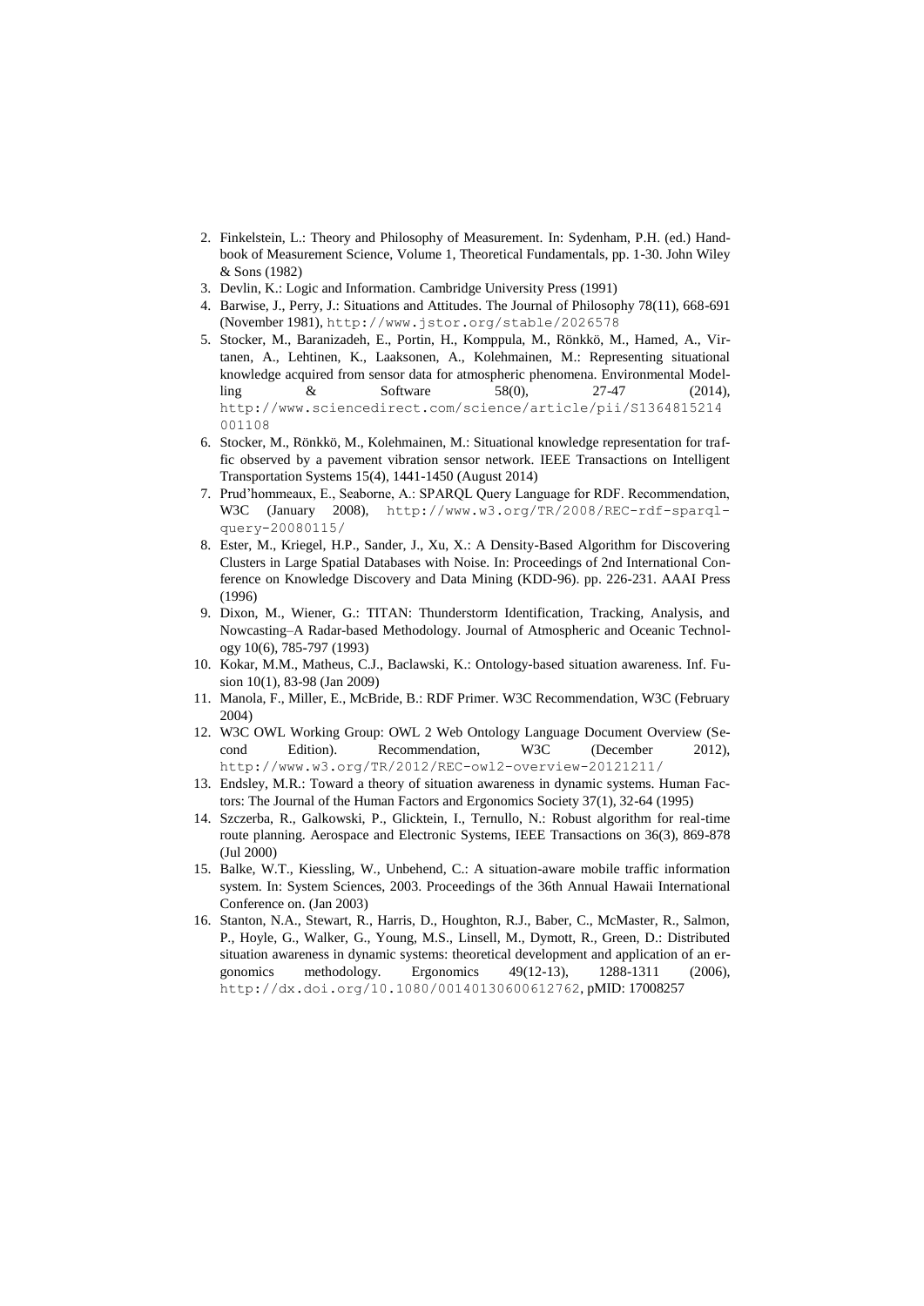2. Finkelstein, L.: Theory and Philosophy of Measurement. In: Sydenham, P.H. (ed.) Handbook of Measurement Science, Volume 1, Theoretical Fundamentals, pp. 1-30. John Wiley & Sons (1982)
3. Devlin, K.: Logic and Information. Cambridge University Press (1991)
4. Barwise, J., Perry, J.: Situations and Attitudes. The Journal of Philosophy 78(11), 668-691 (November 1981), http://www.jstor.org/stable/2026578
5. Stocker, M., Baranizadeh, E., Portin, H., Komppula, M., Rönkkö, M., Hamed, A., Virtanen, A., Lehtinen, K., Laaksonen, A., Kolehmainen, M.: Representing situational knowledge acquired from sensor data for atmospheric phenomena. Environmental Modelling & Software 58(0), 27-47 (2014), http://www.sciencedirect.com/science/article/pii/S1364815214001108
6. Stocker, M., Rönkkö, M., Kolehmainen, M.: Situational knowledge representation for traffic observed by a pavement vibration sensor network. IEEE Transactions on Intelligent Transportation Systems 15(4), 1441-1450 (August 2014)
7. Prud'hommeaux, E., Seaborne, A.: SPARQL Query Language for RDF. Recommendation, W3C (January 2008), http://www.w3.org/TR/2008/REC-rdf-sparql-query-20080115/
8. Ester, M., Kriegel, H.P., Sander, J., Xu, X.: A Density-Based Algorithm for Discovering Clusters in Large Spatial Databases with Noise. In: Proceedings of 2nd International Conference on Knowledge Discovery and Data Mining (KDD-96). pp. 226-231. AAAI Press (1996)
9. Dixon, M., Wiener, G.: TITAN: Thunderstorm Identification, Tracking, Analysis, and Nowcasting–A Radar-based Methodology. Journal of Atmospheric and Oceanic Technology 10(6), 785-797 (1993)
10. Kokar, M.M., Matheus, C.J., Baclawski, K.: Ontology-based situation awareness. Inf. Fusion 10(1), 83-98 (Jan 2009)
11. Manola, F., Miller, E., McBride, B.: RDF Primer. W3C Recommendation, W3C (February 2004)
12. W3C OWL Working Group: OWL 2 Web Ontology Language Document Overview (Second Edition). Recommendation, W3C (December 2012), http://www.w3.org/TR/2012/REC-owl2-overview-20121211/
13. Endsley, M.R.: Toward a theory of situation awareness in dynamic systems. Human Factors: The Journal of the Human Factors and Ergonomics Society 37(1), 32-64 (1995)
14. Szczerba, R., Galkowski, P., Glicktein, I., Ternullo, N.: Robust algorithm for real-time route planning. Aerospace and Electronic Systems, IEEE Transactions on 36(3), 869-878 (Jul 2000)
15. Balke, W.T., Kiessling, W., Unbehend, C.: A situation-aware mobile traffic information system. In: System Sciences, 2003. Proceedings of the 36th Annual Hawaii International Conference on. (Jan 2003)
16. Stanton, N.A., Stewart, R., Harris, D., Houghton, R.J., Baber, C., McMaster, R., Salmon, P., Hoyle, G., Walker, G., Young, M.S., Linsell, M., Dymott, R., Green, D.: Distributed situation awareness in dynamic systems: theoretical development and application of an ergonomics methodology. Ergonomics 49(12-13), 1288-1311 (2006), http://dx.doi.org/10.1080/00140130600612762, pMID: 17008257